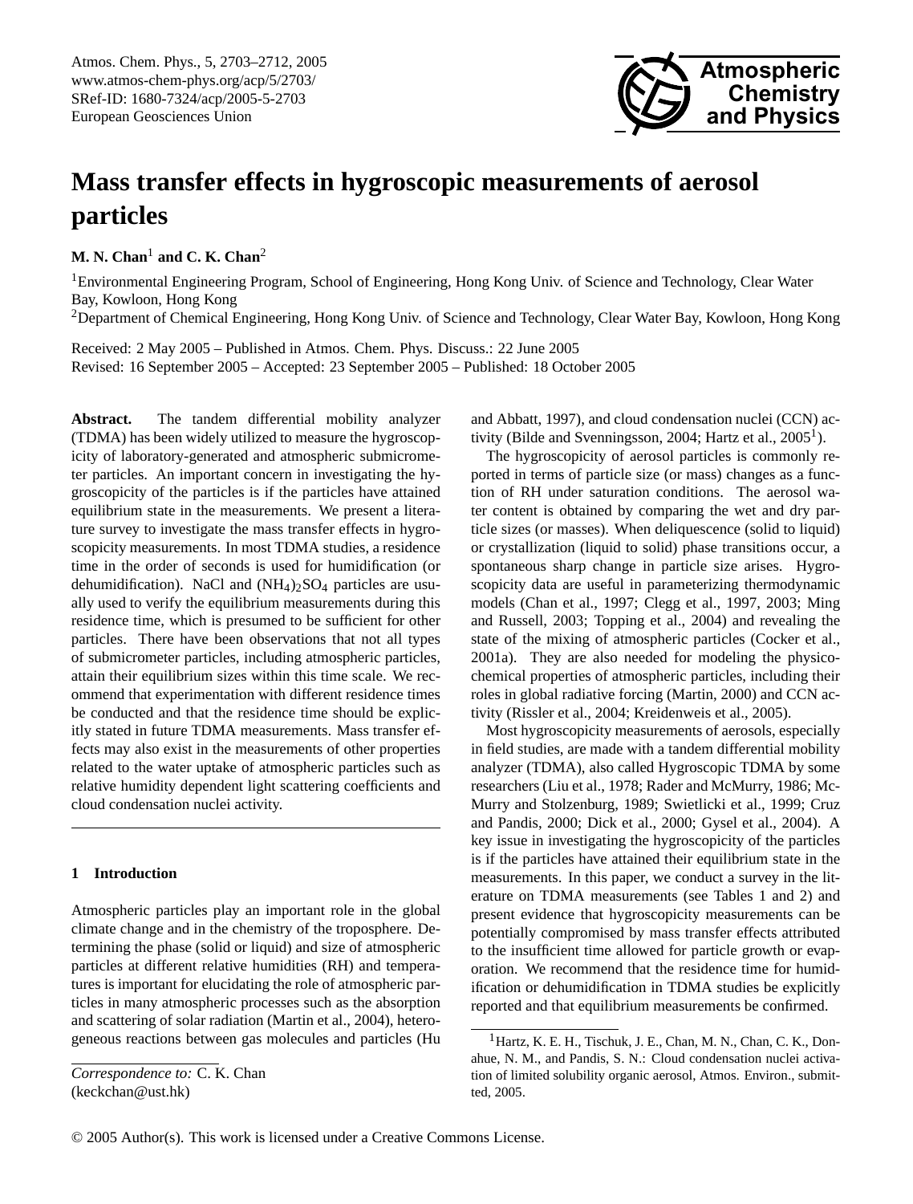# Mass transfer effects in hygroscopic measurements of aerosol particles

**M. N. Chan**[1] **and C. K. Chan**[2]

[1]Environmental Engineering Program, School of Engineering, Hong Kong Univ. of Science and Technology, Clear Water Bay, Kowloon, Hong Kong

[2]Department of Chemical Engineering, Hong Kong Univ. of Science and Technology, Clear Water Bay, Kowloon, Hong Kong

Received: 2 May 2005 – Published in Atmos. Chem. Phys. Discuss.: 22 June 2005
Revised: 16 September 2005 – Accepted: 23 September 2005 – Published: 18 October 2005

**Abstract.** The tandem differential mobility analyzer (TDMA) has been widely utilized to measure the hygroscopicity of laboratory-generated and atmospheric submicrometer particles. An important concern in investigating the hygroscopicity of the particles is if the particles have attained equilibrium state in the measurements. We present a literature survey to investigate the mass transfer effects in hygroscopicity measurements. In most TDMA studies, a residence time in the order of seconds is used for humidification (or dehumidification). NaCl and $(NH_4)_2SO_4$ particles are usually used to verify the equilibrium measurements during this residence time, which is presumed to be sufficient for other particles. There have been observations that not all types of submicrometer particles, including atmospheric particles, attain their equilibrium sizes within this time scale. We recommend that experimentation with different residence times be conducted and that the residence time should be explicitly stated in future TDMA measurements. Mass transfer effects may also exist in the measurements of other properties related to the water uptake of atmospheric particles such as relative humidity dependent light scattering coefficients and cloud condensation nuclei activity.

## 1 Introduction

Atmospheric particles play an important role in the global climate change and in the chemistry of the troposphere. Determining the phase (solid or liquid) and size of atmospheric particles at different relative humidities (RH) and temperatures is important for elucidating the role of atmospheric particles in many atmospheric processes such as the absorption and scattering of solar radiation (Martin et al., 2004), heterogeneous reactions between gas molecules and particles (Hu and Abbatt, 1997), and cloud condensation nuclei (CCN) activity (Bilde and Svenningsson, 2004; Hartz et al., 2005[1]).

The hygroscopicity of aerosol particles is commonly reported in terms of particle size (or mass) changes as a function of RH under saturation conditions. The aerosol water content is obtained by comparing the wet and dry particle sizes (or masses). When deliquescence (solid to liquid) or crystallization (liquid to solid) phase transitions occur, a spontaneous sharp change in particle size arises. Hygroscopicity data are useful in parameterizing thermodynamic models (Chan et al., 1997; Clegg et al., 1997, 2003; Ming and Russell, 2003; Topping et al., 2004) and revealing the state of the mixing of atmospheric particles (Cocker et al., 2001a). They are also needed for modeling the physicochemical properties of atmospheric particles, including their roles in global radiative forcing (Martin, 2000) and CCN activity (Rissler et al., 2004; Kreidenweis et al., 2005).

Most hygroscopicity measurements of aerosols, especially in field studies, are made with a tandem differential mobility analyzer (TDMA), also called Hygroscopic TDMA by some researchers (Liu et al., 1978; Rader and McMurry, 1986; McMurry and Stolzenburg, 1989; Swietlicki et al., 1999; Cruz and Pandis, 2000; Dick et al., 2000; Gysel et al., 2004). A key issue in investigating the hygroscopicity of the particles is if the particles have attained their equilibrium state in the measurements. In this paper, we conduct a survey in the literature on TDMA measurements (see Tables 1 and 2) and present evidence that hygroscopicity measurements can be potentially compromised by mass transfer effects attributed to the insufficient time allowed for particle growth or evaporation. We recommend that the residence time for humidification or dehumidification in TDMA studies be explicitly reported and that equilibrium measurements be confirmed.

*Correspondence to:* C. K. Chan
(keckchan@ust.hk)

[1]Hartz, K. E. H., Tischuk, J. E., Chan, M. N., Chan, C. K., Donahue, N. M., and Pandis, S. N.: Cloud condensation nuclei activation of limited solubility organic aerosol, Atmos. Environ., submitted, 2005.

© 2005 Author(s). This work is licensed under a Creative Commons License.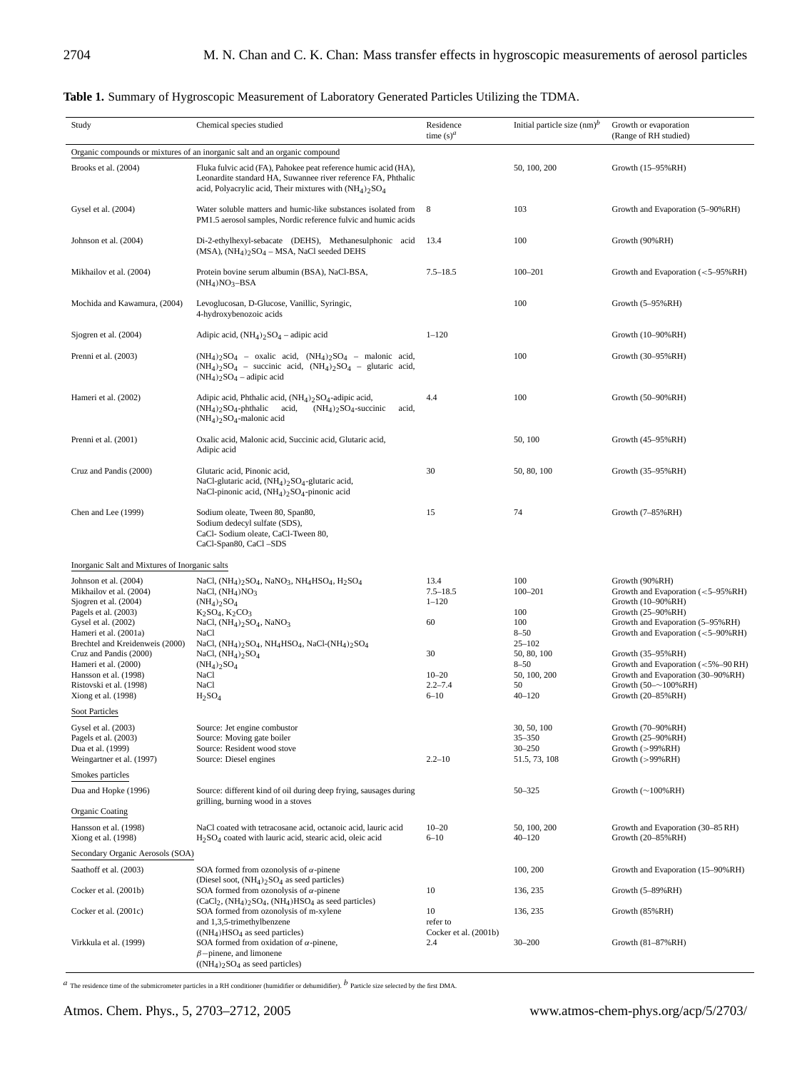**Table 1.** Summary of Hygroscopic Measurement of Laboratory Generated Particles Utilizing the TDMA.

| Study | Chemical species studied | Residence time (s)[a] | Initial particle size (nm)[b] | Growth or evaporation (Range of RH studied) |
|---|---|---|---|---|
| Organic compounds or mixtures of an inorganic salt and an organic compound | | | | |
| Brooks et al. (2004) | Fluka fulvic acid (FA), Pahokee peat reference humic acid (HA), Leonardite standard HA, Suwannee river reference FA, Phthalic acid, Polyacrylic acid, Their mixtures with $(NH_4)_2SO_4$ | | 50, 100, 200 | Growth (15–95%RH) |
| Gysel et al. (2004) | Water soluble matters and humic-like substances isolated from PM1.5 aerosol samples, Nordic reference fulvic and humic acids | 8 | 103 | Growth and Evaporation (5–90%RH) |
| Johnson et al. (2004) | Di-2-ethylhexyl-sebacate (DEHS), Methanesulphonic acid (MSA), $(NH_4)_2SO_4$ – MSA, NaCl seeded DEHS | 13.4 | 100 | Growth (90%RH) |
| Mikhailov et al. (2004) | Protein bovine serum albumin (BSA), NaCl-BSA, $(NH_4)NO_3$–BSA | 7.5–18.5 | 100–201 | Growth and Evaporation (<5–95%RH) |
| Mochida and Kawamura, (2004) | Levoglucosan, D-Glucose, Vanillic, Syringic, 4-hydroxybenozoic acids | | 100 | Growth (5–95%RH) |
| Sjogren et al. (2004) | Adipic acid, $(NH_4)_2SO_4$ – adipic acid | 1–120 | | Growth (10–90%RH) |
| Prenni et al. (2003) | $(NH_4)_2SO_4$ – oxalic acid, $(NH_4)_2SO_4$ – malonic acid, $(NH_4)_2SO_4$ – succinic acid, $(NH_4)_2SO_4$ – glutaric acid, $(NH_4)_2SO_4$ – adipic acid | | 100 | Growth (30–95%RH) |
| Hameri et al. (2002) | Adipic acid, Phthalic acid, $(NH_4)_2SO_4$-adipic acid, $(NH_4)_2SO_4$-phthalic acid, $(NH_4)_2SO_4$-succinic acid, $(NH_4)_2SO_4$-malonic acid | 4.4 | 100 | Growth (50–90%RH) |
| Prenni et al. (2001) | Oxalic acid, Malonic acid, Succinic acid, Glutaric acid, Adipic acid | | 50, 100 | Growth (45–95%RH) |
| Cruz and Pandis (2000) | Glutaric acid, Pinonic acid, NaCl-glutaric acid, $(NH_4)_2SO_4$-glutaric acid, NaCl-pinonic acid, $(NH_4)_2SO_4$-pinonic acid | 30 | 50, 80, 100 | Growth (35–95%RH) |
| Chen and Lee (1999) | Sodium oleate, Tween 80, Span80, Sodium dedecyl sulfate (SDS), CaCl- Sodium oleate, CaCl-Tween 80, CaCl-Span80, CaCl –SDS | 15 | 74 | Growth (7–85%RH) |
| Inorganic Salt and Mixtures of Inorganic salts | | | | |
| Johnson et al. (2004) | NaCl, $(NH_4)_2SO_4$, $NaNO_3$, $NH_4HSO_4$, $H_2SO_4$ | 13.4 | 100 | Growth (90%RH) |
| Mikhailov et al. (2004) | NaCl, $(NH_4)NO_3$ | 7.5–18.5 | 100–201 | Growth and Evaporation (<5–95%RH) |
| Sjogren et al. (2004) | $(NH_4)_2SO_4$ | 1–120 | | Growth (10–90%RH) |
| Pagels et al. (2003) | $K_2SO_4$, $K_2CO_3$ | | 100 | Growth (25–90%RH) |
| Gysel et al. (2002) | NaCl, $(NH_4)_2SO_4$, $NaNO_3$ | 60 | 100 | Growth and Evaporation (5–95%RH) |
| Hameri et al. (2001a) | NaCl | | 8–50 | Growth and Evaporation (<5–90%RH) |
| Brechtel and Kreidenweis (2000) | NaCl, $(NH_4)_2SO_4$, $NH_4HSO_4$, NaCl-$(NH_4)_2SO_4$ | | 25–102 | |
| Cruz and Pandis (2000) | NaCl, $(NH_4)_2SO_4$ | 30 | 50, 80, 100 | Growth (35–95%RH) |
| Hameri et al. (2000) | $(NH_4)_2SO_4$ | | 8–50 | Growth and Evaporation (<5%–90 RH) |
| Hansson et al. (1998) | NaCl | 10–20 | 50, 100, 200 | Growth and Evaporation (30–90%RH) |
| Ristovski et al. (1998) | NaCl | 2.2–7.4 | 50 | Growth (50–∼100%RH) |
| Xiong et al. (1998) | $H_2SO_4$ | 6–10 | 40–120 | Growth (20–85%RH) |
| Soot Particles | | | | |
| Gysel et al. (2003) | Source: Jet engine combustor | | 30, 50, 100 | Growth (70–90%RH) |
| Pagels et al. (2003) | Source: Moving gate boiler | | 35–350 | Growth (25–90%RH) |
| Dua et al. (1999) | Source: Resident wood stove | | 30–250 | Growth (>99%RH) |
| Weingartner et al. (1997) | Source: Diesel engines | 2.2–10 | 51.5, 73, 108 | Growth (>99%RH) |
| Smokes particles | | | | |
| Dua and Hopke (1996) | Source: different kind of oil during deep frying, sausages during grilling, burning wood in a stoves | | 50–325 | Growth (∼100%RH) |
| Organic Coating | | | | |
| Hansson et al. (1998) | NaCl coated with tetracosane acid, octanoic acid, lauric acid | 10–20 | 50, 100, 200 | Growth and Evaporation (30–85 RH) |
| Xiong et al. (1998) | $H_2SO_4$ coated with lauric acid, stearic acid, oleic acid | 6–10 | 40–120 | Growth (20–85%RH) |
| Secondary Organic Aerosols (SOA) | | | | |
| Saathoff et al. (2003) | SOA formed from ozonolysis of $\alpha$-pinene (Diesel soot, $(NH_4)_2SO_4$ as seed particles) | | 100, 200 | Growth and Evaporation (15–90%RH) |
| Cocker et al. (2001b) | SOA formed from ozonolysis of $\alpha$-pinene ($CaCl_2$, $(NH_4)_2SO_4$, $(NH_4)HSO_4$ as seed particles) | 10 | 136, 235 | Growth (5–89%RH) |
| Cocker et al. (2001c) | SOA formed from ozonolysis of m-xylene and 1,3,5-trimethylbenzene ($(NH_4)HSO_4$ as seed particles) | 10 refer to Cocker et al. (2001b) | 136, 235 | Growth (85%RH) |
| Virkkula et al. (1999) | SOA formed from oxidation of $\alpha$-pinene, $\beta$-pinene, and limonene ($(NH_4)_2SO_4$ as seed particles) | 2.4 | 30–200 | Growth (81–87%RH) |

[a] The residence time of the submicrometer particles in a RH conditioner (humidifier or dehumidifier). [b] Particle size selected by the first DMA.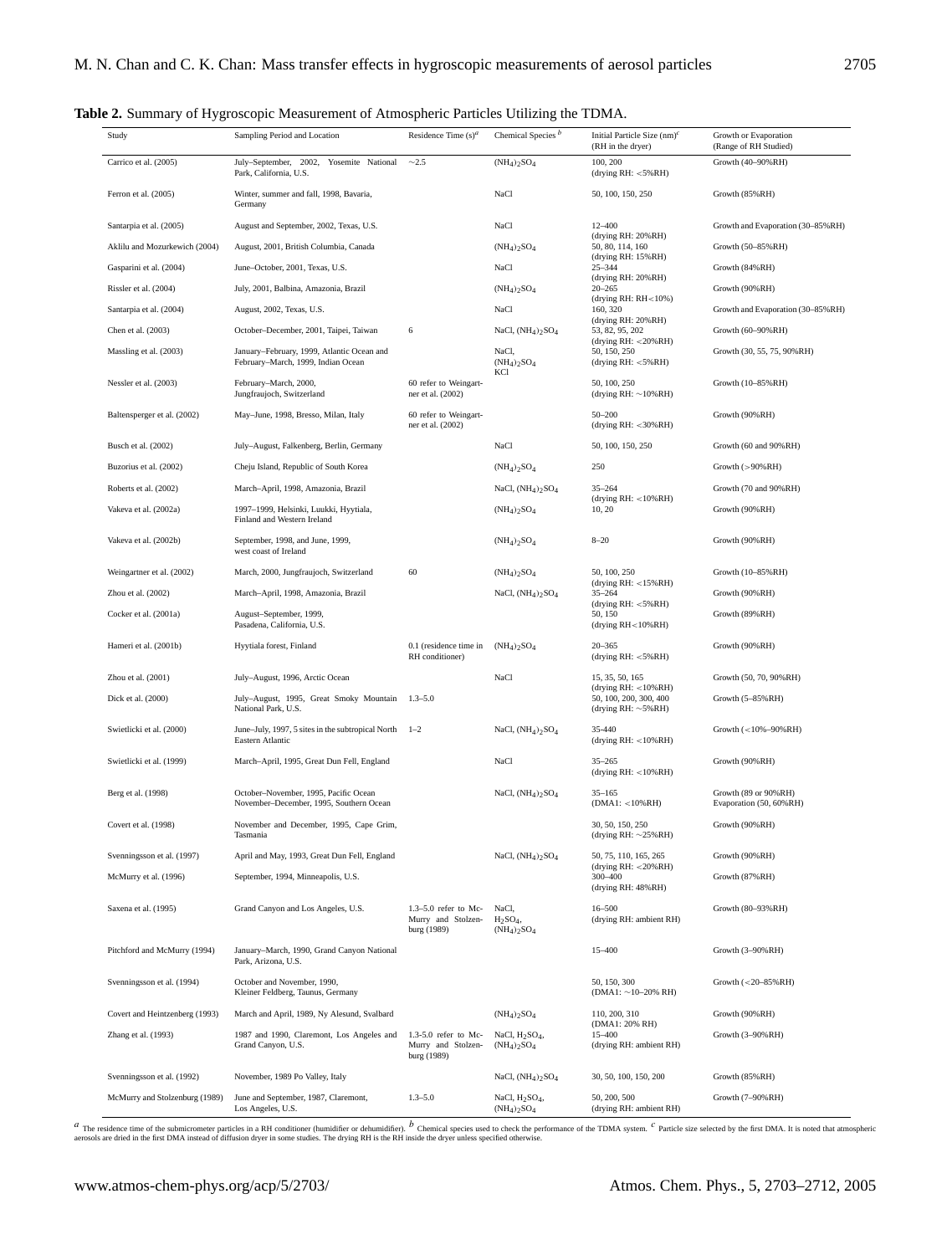**Table 2.** Summary of Hygroscopic Measurement of Atmospheric Particles Utilizing the TDMA.

| Study | Sampling Period and Location | Residence Time (s)[a] | Chemical Species [b] | Initial Particle Size (nm)[c] (RH in the dryer) | Growth or Evaporation (Range of RH Studied) |
|---|---|---|---|---|---|
| Carrico et al. (2005) | July–September, 2002, Yosemite National Park, California, U.S. | ∼2.5 | $(NH_4)_2SO_4$ | 100, 200 (drying RH: <5%RH) | Growth (40–90%RH) |
| Ferron et al. (2005) | Winter, summer and fall, 1998, Bavaria, Germany | | NaCl | 50, 100, 150, 250 | Growth (85%RH) |
| Santarpia et al. (2005) | August and September, 2002, Texas, U.S. | | NaCl | 12–400 (drying RH: 20%RH) | Growth and Evaporation (30–85%RH) |
| Aklilu and Mozurkewich (2004) | August, 2001, British Columbia, Canada | | $(NH_4)_2SO_4$ | 50, 80, 114, 160 (drying RH: 15%RH) | Growth (50–85%RH) |
| Gasparini et al. (2004) | June–October, 2001, Texas, U.S. | | NaCl | 25–344 (drying RH: 20%RH) | Growth (84%RH) |
| Rissler et al. (2004) | July, 2001, Balbina, Amazonia, Brazil | | $(NH_4)_2SO_4$ | 20–265 (drying RH: RH<10%) | Growth (90%RH) |
| Santarpia et al. (2004) | August, 2002, Texas, U.S. | | NaCl | 160, 320 (drying RH: 20%RH) | Growth and Evaporation (30–85%RH) |
| Chen et al. (2003) | October–December, 2001, Taipei, Taiwan | 6 | NaCl, $(NH_4)_2SO_4$ | 53, 82, 95, 202 (drying RH: <20%RH) | Growth (60–90%RH) |
| Massling et al. (2003) | January–February, 1999, Atlantic Ocean and February–March, 1999, Indian Ocean | | NaCl, $(NH_4)_2SO_4$ KCl | 50, 150, 250 (drying RH: <5%RH) | Growth (30, 55, 75, 90%RH) |
| Nessler et al. (2003) | February–March, 2000, Jungfraujoch, Switzerland | 60 refer to Weingartner et al. (2002) | | 50, 100, 250 (drying RH: ∼10%RH) | Growth (10–85%RH) |
| Baltensperger et al. (2002) | May–June, 1998, Bresso, Milan, Italy | 60 refer to Weingartner et al. (2002) | | 50–200 (drying RH: <30%RH) | Growth (90%RH) |
| Busch et al. (2002) | July–August, Falkenberg, Berlin, Germany | | NaCl | 50, 100, 150, 250 | Growth (60 and 90%RH) |
| Buzorius et al. (2002) | Cheju Island, Republic of South Korea | | $(NH_4)_2SO_4$ | 250 | Growth (>90%RH) |
| Roberts et al. (2002) | March–April, 1998, Amazonia, Brazil | | NaCl, $(NH_4)_2SO_4$ | 35–264 (drying RH: <10%RH) | Growth (70 and 90%RH) |
| Vakeva et al. (2002a) | 1997–1999, Helsinki, Luukki, Hyytiala, Finland and Western Ireland | | $(NH_4)_2SO_4$ | 10, 20 | Growth (90%RH) |
| Vakeva et al. (2002b) | September, 1998, and June, 1999, west coast of Ireland | | $(NH_4)_2SO_4$ | 8–20 | Growth (90%RH) |
| Weingartner et al. (2002) | March, 2000, Jungfraujoch, Switzerland | 60 | $(NH_4)_2SO_4$ | 50, 100, 250 (drying RH: <15%RH) | Growth (10–85%RH) |
| Zhou et al. (2002) | March–April, 1998, Amazonia, Brazil | | NaCl, $(NH_4)_2SO_4$ | 35–264 (drying RH: <5%RH) | Growth (90%RH) |
| Cocker et al. (2001a) | August–September, 1999, Pasadena, California, U.S. | | | 50, 150 (drying RH<10%RH) | Growth (89%RH) |
| Hameri et al. (2001b) | Hyytiala forest, Finland | 0.1 (residence time in RH conditioner) | $(NH_4)_2SO_4$ | 20–365 (drying RH: <5%RH) | Growth (90%RH) |
| Zhou et al. (2001) | July–August, 1996, Arctic Ocean | | NaCl | 15, 35, 50, 165 (drying RH: <10%RH) | Growth (50, 70, 90%RH) |
| Dick et al. (2000) | July–August, 1995, Great Smoky Mountain National Park, U.S. | 1.3–5.0 | | 50, 100, 200, 300, 400 (drying RH: ∼5%RH) | Growth (5–85%RH) |
| Swietlicki et al. (2000) | June–July, 1997, 5 sites in the subtropical North Eastern Atlantic | 1–2 | NaCl, $(NH_4)_2SO_4$ | 35-440 (drying RH: <10%RH) | Growth (<10%–90%RH) |
| Swietlicki et al. (1999) | March–April, 1995, Great Dun Fell, England | | NaCl | 35–265 (drying RH: <10%RH) | Growth (90%RH) |
| Berg et al. (1998) | October–November, 1995, Pacific Ocean November–December, 1995, Southern Ocean | | NaCl, $(NH_4)_2SO_4$ | 35–165 (DMA1: <10%RH) | Growth (89 or 90%RH) Evaporation (50, 60%RH) |
| Covert et al. (1998) | November and December, 1995, Cape Grim, Tasmania | | | 30, 50, 150, 250 (drying RH: ∼25%RH) | Growth (90%RH) |
| Svenningsson et al. (1997) | April and May, 1993, Great Dun Fell, England | | NaCl, $(NH_4)_2SO_4$ | 50, 75, 110, 165, 265 (drying RH: <20%RH) | Growth (90%RH) |
| McMurry et al. (1996) | September, 1994, Minneapolis, U.S. | | | 300–400 (drying RH: 48%RH) | Growth (87%RH) |
| Saxena et al. (1995) | Grand Canyon and Los Angeles, U.S. | 1.3–5.0 refer to McMurry and Stolzenburg (1989) | NaCl, $H_2SO_4$, $(NH_4)_2SO_4$ | 16–500 (drying RH: ambient RH) | Growth (80–93%RH) |
| Pitchford and McMurry (1994) | January–March, 1990, Grand Canyon National Park, Arizona, U.S. | | | 15–400 | Growth (3–90%RH) |
| Svenningsson et al. (1994) | October and November, 1990, Kleiner Feldberg, Taunus, Germany | | | 50, 150, 300 (DMA1: ∼10–20% RH) | Growth (<20–85%RH) |
| Covert and Heintzenberg (1993) | March and April, 1989, Ny Alesund, Svalbard | | $(NH_4)_2SO_4$ | 110, 200, 310 (DMA1: 20% RH) | Growth (90%RH) |
| Zhang et al. (1993) | 1987 and 1990, Claremont, Los Angeles and Grand Canyon, U.S. | 1.3-5.0 refer to McMurry and Stolzenburg (1989) | NaCl, $H_2SO_4$, $(NH_4)_2SO_4$ | 15–400 (drying RH: ambient RH) | Growth (3–90%RH) |
| Svenningsson et al. (1992) | November, 1989 Po Valley, Italy | | NaCl, $(NH_4)_2SO_4$ | 30, 50, 100, 150, 200 | Growth (85%RH) |
| McMurry and Stolzenburg (1989) | June and September, 1987, Claremont, Los Angeles, U.S. | 1.3–5.0 | NaCl, $H_2SO_4$, $(NH_4)_2SO_4$ | 50, 200, 500 (drying RH: ambient RH) | Growth (7–90%RH) |

[a] The residence time of the submicrometer particles in a RH conditioner (humidifier or dehumidifier). [b] Chemical species used to check the performance of the TDMA system. [c] Particle size selected by the first DMA. It is noted that atmospheric aerosols are dried in the first DMA instead of diffusion dryer in some studies. The drying RH is the RH inside the dryer unless specified otherwise.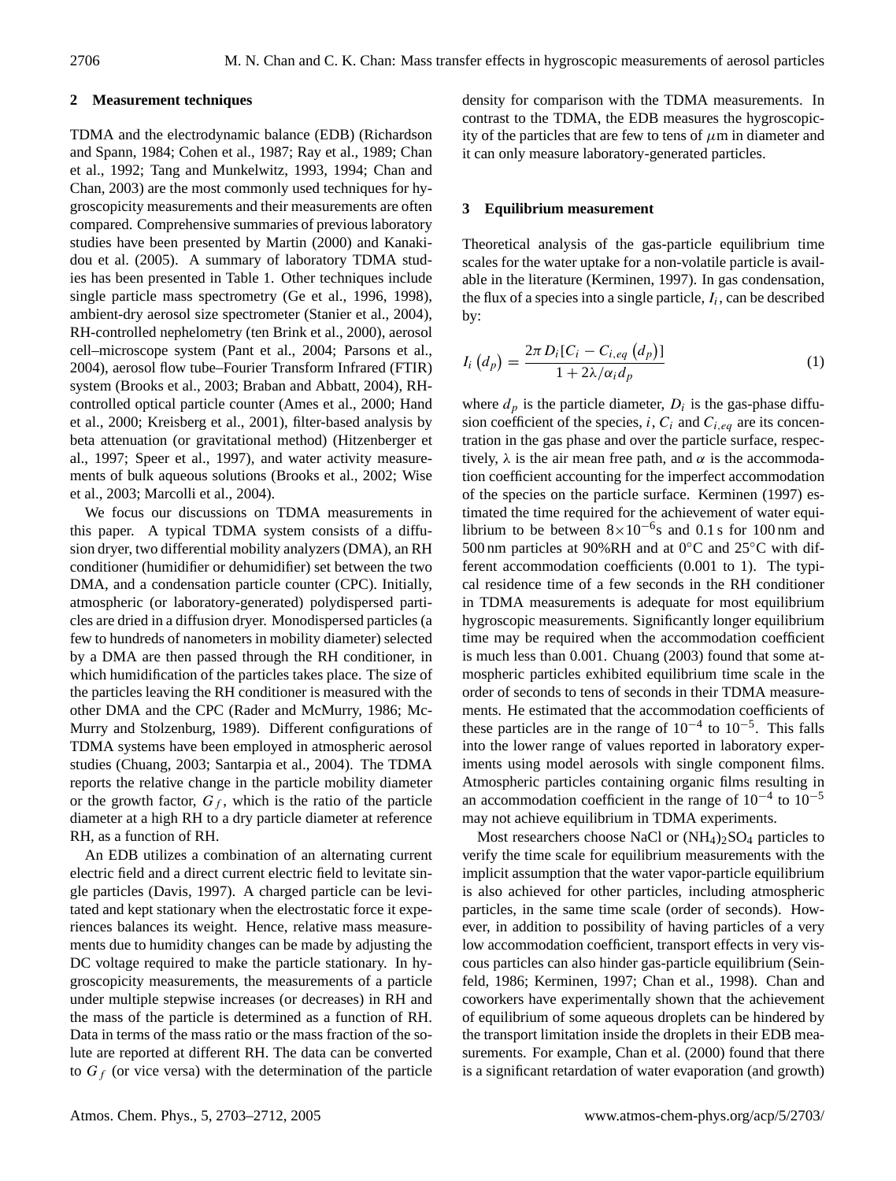## 2 Measurement techniques

TDMA and the electrodynamic balance (EDB) (Richardson and Spann, 1984; Cohen et al., 1987; Ray et al., 1989; Chan et al., 1992; Tang and Munkelwitz, 1993, 1994; Chan and Chan, 2003) are the most commonly used techniques for hygroscopicity measurements and their measurements are often compared. Comprehensive summaries of previous laboratory studies have been presented by Martin (2000) and Kanakidou et al. (2005). A summary of laboratory TDMA studies has been presented in Table 1. Other techniques include single particle mass spectrometry (Ge et al., 1996, 1998), ambient-dry aerosol size spectrometer (Stanier et al., 2004), RH-controlled nephelometry (ten Brink et al., 2000), aerosol cell–microscope system (Pant et al., 2004; Parsons et al., 2004), aerosol flow tube–Fourier Transform Infrared (FTIR) system (Brooks et al., 2003; Braban and Abbatt, 2004), RH-controlled optical particle counter (Ames et al., 2000; Hand et al., 2000; Kreisberg et al., 2001), filter-based analysis by beta attenuation (or gravitational method) (Hitzenberger et al., 1997; Speer et al., 1997), and water activity measurements of bulk aqueous solutions (Brooks et al., 2002; Wise et al., 2003; Marcolli et al., 2004).

We focus our discussions on TDMA measurements in this paper. A typical TDMA system consists of a diffusion dryer, two differential mobility analyzers (DMA), an RH conditioner (humidifier or dehumidifier) set between the two DMA, and a condensation particle counter (CPC). Initially, atmospheric (or laboratory-generated) polydispersed particles are dried in a diffusion dryer. Monodispersed particles (a few to hundreds of nanometers in mobility diameter) selected by a DMA are then passed through the RH conditioner, in which humidification of the particles takes place. The size of the particles leaving the RH conditioner is measured with the other DMA and the CPC (Rader and McMurry, 1986; McMurry and Stolzenburg, 1989). Different configurations of TDMA systems have been employed in atmospheric aerosol studies (Chuang, 2003; Santarpia et al., 2004). The TDMA reports the relative change in the particle mobility diameter or the growth factor, $G_f$, which is the ratio of the particle diameter at a high RH to a dry particle diameter at reference RH, as a function of RH.

An EDB utilizes a combination of an alternating current electric field and a direct current electric field to levitate single particles (Davis, 1997). A charged particle can be levitated and kept stationary when the electrostatic force it experiences balances its weight. Hence, relative mass measurements due to humidity changes can be made by adjusting the DC voltage required to make the particle stationary. In hygroscopicity measurements, the measurements of a particle under multiple stepwise increases (or decreases) in RH and the mass of the particle is determined as a function of RH. Data in terms of the mass ratio or the mass fraction of the solute are reported at different RH. The data can be converted to $G_f$ (or vice versa) with the determination of the particle density for comparison with the TDMA measurements. In contrast to the TDMA, the EDB measures the hygroscopicity of the particles that are few to tens of $\mu$m in diameter and it can only measure laboratory-generated particles.

## 3 Equilibrium measurement

Theoretical analysis of the gas-particle equilibrium time scales for the water uptake for a non-volatile particle is available in the literature (Kerminen, 1997). In gas condensation, the flux of a species into a single particle, $I_i$, can be described by:

$$I_i\left(d_p\right) = \frac{2\pi D_i [C_i - C_{i,eq}\left(d_p\right)]}{1 + 2\lambda/\alpha_i d_p} \tag{1}$$

where $d_p$ is the particle diameter, $D_i$ is the gas-phase diffusion coefficient of the species, $i$, $C_i$ and $C_{i,eq}$ are its concentration in the gas phase and over the particle surface, respectively, $\lambda$ is the air mean free path, and $\alpha$ is the accommodation coefficient accounting for the imperfect accommodation of the species on the particle surface. Kerminen (1997) estimated the time required for the achievement of water equilibrium to be between $8\times10^{-6}$s and 0.1 s for 100 nm and 500 nm particles at 90%RH and at 0°C and 25°C with different accommodation coefficients (0.001 to 1). The typical residence time of a few seconds in the RH conditioner in TDMA measurements is adequate for most equilibrium hygroscopic measurements. Significantly longer equilibrium time may be required when the accommodation coefficient is much less than 0.001. Chuang (2003) found that some atmospheric particles exhibited equilibrium time scale in the order of seconds to tens of seconds in their TDMA measurements. He estimated that the accommodation coefficients of these particles are in the range of $10^{-4}$ to $10^{-5}$. This falls into the lower range of values reported in laboratory experiments using model aerosols with single component films. Atmospheric particles containing organic films resulting in an accommodation coefficient in the range of $10^{-4}$ to $10^{-5}$ may not achieve equilibrium in TDMA experiments.

Most researchers choose NaCl or $(NH_4)_2SO_4$ particles to verify the time scale for equilibrium measurements with the implicit assumption that the water vapor-particle equilibrium is also achieved for other particles, including atmospheric particles, in the same time scale (order of seconds). However, in addition to possibility of having particles of a very low accommodation coefficient, transport effects in very viscous particles can also hinder gas-particle equilibrium (Seinfeld, 1986; Kerminen, 1997; Chan et al., 1998). Chan and coworkers have experimentally shown that the achievement of equilibrium of some aqueous droplets can be hindered by the transport limitation inside the droplets in their EDB measurements. For example, Chan et al. (2000) found that there is a significant retardation of water evaporation (and growth)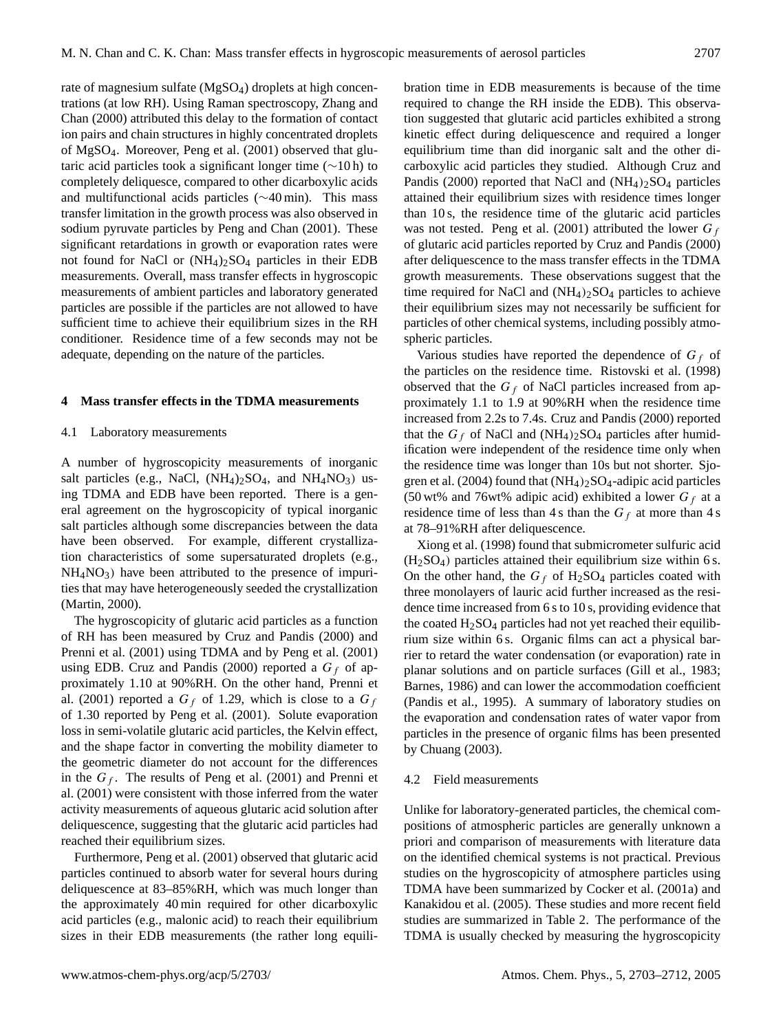rate of magnesium sulfate ($MgSO_4$) droplets at high concentrations (at low RH). Using Raman spectroscopy, Zhang and Chan (2000) attributed this delay to the formation of contact ion pairs and chain structures in highly concentrated droplets of $MgSO_4$. Moreover, Peng et al. (2001) observed that glutaric acid particles took a significant longer time (~10 h) to completely deliquesce, compared to other dicarboxylic acids and multifunctional acids particles (~40 min). This mass transfer limitation in the growth process was also observed in sodium pyruvate particles by Peng and Chan (2001). These significant retardations in growth or evaporation rates were not found for NaCl or $(NH_4)_2SO_4$ particles in their EDB measurements. Overall, mass transfer effects in hygroscopic measurements of ambient particles and laboratory generated particles are possible if the particles are not allowed to have sufficient time to achieve their equilibrium sizes in the RH conditioner. Residence time of a few seconds may not be adequate, depending on the nature of the particles.

## 4 Mass transfer effects in the TDMA measurements

### 4.1 Laboratory measurements

A number of hygroscopicity measurements of inorganic salt particles (e.g., NaCl, $(NH_4)_2SO_4$, and $NH_4NO_3$) using TDMA and EDB have been reported. There is a general agreement on the hygroscopicity of typical inorganic salt particles although some discrepancies between the data have been observed. For example, different crystallization characteristics of some supersaturated droplets (e.g., $NH_4NO_3$) have been attributed to the presence of impurities that may have heterogeneously seeded the crystallization (Martin, 2000).

The hygroscopicity of glutaric acid particles as a function of RH has been measured by Cruz and Pandis (2000) and Prenni et al. (2001) using TDMA and by Peng et al. (2001) using EDB. Cruz and Pandis (2000) reported a $G_f$ of approximately 1.10 at 90%RH. On the other hand, Prenni et al. (2001) reported a $G_f$ of 1.29, which is close to a $G_f$ of 1.30 reported by Peng et al. (2001). Solute evaporation loss in semi-volatile glutaric acid particles, the Kelvin effect, and the shape factor in converting the mobility diameter to the geometric diameter do not account for the differences in the $G_f$. The results of Peng et al. (2001) and Prenni et al. (2001) were consistent with those inferred from the water activity measurements of aqueous glutaric acid solution after deliquescence, suggesting that the glutaric acid particles had reached their equilibrium sizes.

Furthermore, Peng et al. (2001) observed that glutaric acid particles continued to absorb water for several hours during deliquescence at 83–85%RH, which was much longer than the approximately 40 min required for other dicarboxylic acid particles (e.g., malonic acid) to reach their equilibrium sizes in their EDB measurements (the rather long equilibration time in EDB measurements is because of the time required to change the RH inside the EDB). This observation suggested that glutaric acid particles exhibited a strong kinetic effect during deliquescence and required a longer equilibrium time than did inorganic salt and the other dicarboxylic acid particles they studied. Although Cruz and Pandis (2000) reported that NaCl and $(NH_4)_2SO_4$ particles attained their equilibrium sizes with residence times longer than 10 s, the residence time of the glutaric acid particles was not tested. Peng et al. (2001) attributed the lower $G_f$ of glutaric acid particles reported by Cruz and Pandis (2000) after deliquescence to the mass transfer effects in the TDMA growth measurements. These observations suggest that the time required for NaCl and $(NH_4)_2SO_4$ particles to achieve their equilibrium sizes may not necessarily be sufficient for particles of other chemical systems, including possibly atmospheric particles.

Various studies have reported the dependence of $G_f$ of the particles on the residence time. Ristovski et al. (1998) observed that the $G_f$ of NaCl particles increased from approximately 1.1 to 1.9 at 90%RH when the residence time increased from 2.2s to 7.4s. Cruz and Pandis (2000) reported that the $G_f$ of NaCl and $(NH_4)_2SO_4$ particles after humidification were independent of the residence time only when the residence time was longer than 10s but not shorter. Sjogren et al. (2004) found that $(NH_4)_2SO_4$-adipic acid particles (50 wt% and 76wt% adipic acid) exhibited a lower $G_f$ at a residence time of less than 4 s than the $G_f$ at more than 4 s at 78–91%RH after deliquescence.

Xiong et al. (1998) found that submicrometer sulfuric acid ($H_2SO_4$) particles attained their equilibrium size within 6 s. On the other hand, the $G_f$ of $H_2SO_4$ particles coated with three monolayers of lauric acid further increased as the residence time increased from 6 s to 10 s, providing evidence that the coated $H_2SO_4$ particles had not yet reached their equilibrium sizes within 6 s. Organic films can act a physical barrier to retard the water condensation (or evaporation) rate in planar solutions and on particle surfaces (Gill et al., 1983; Barnes, 1986) and can lower the accommodation coefficient (Pandis et al., 1995). A summary of laboratory studies on the evaporation and condensation rates of water vapor from particles in the presence of organic films has been presented by Chuang (2003).

### 4.2 Field measurements

Unlike for laboratory-generated particles, the chemical compositions of atmospheric particles are generally unknown a priori and comparison of measurements with literature data on the identified chemical systems is not practical. Previous studies on the hygroscopicity of atmosphere particles using TDMA have been summarized by Cocker et al. (2001a) and Kanakidou et al. (2005). These studies and more recent field studies are summarized in Table 2. The performance of the TDMA is usually checked by measuring the hygroscopicity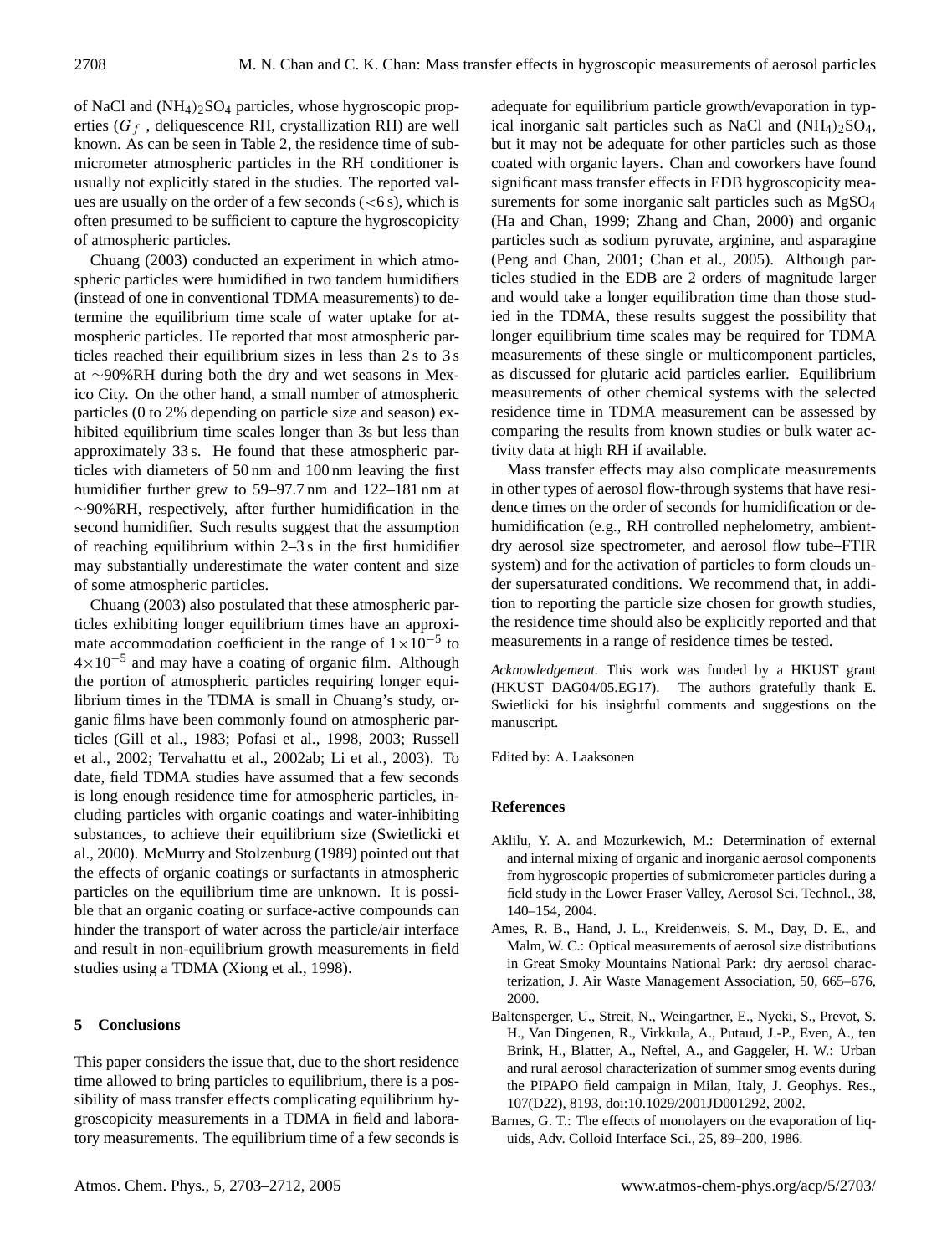of NaCl and $(NH_4)_2SO_4$ particles, whose hygroscopic properties ($G_f$, deliquescence RH, crystallization RH) are well known. As can be seen in Table 2, the residence time of submicrometer atmospheric particles in the RH conditioner is usually not explicitly stated in the studies. The reported values are usually on the order of a few seconds (<6 s), which is often presumed to be sufficient to capture the hygroscopicity of atmospheric particles.

Chuang (2003) conducted an experiment in which atmospheric particles were humidified in two tandem humidifiers (instead of one in conventional TDMA measurements) to determine the equilibrium time scale of water uptake for atmospheric particles. He reported that most atmospheric particles reached their equilibrium sizes in less than 2 s to 3 s at ∼90%RH during both the dry and wet seasons in Mexico City. On the other hand, a small number of atmospheric particles (0 to 2% depending on particle size and season) exhibited equilibrium time scales longer than 3s but less than approximately 33 s. He found that these atmospheric particles with diameters of 50 nm and 100 nm leaving the first humidifier further grew to 59–97.7 nm and 122–181 nm at ∼90%RH, respectively, after further humidification in the second humidifier. Such results suggest that the assumption of reaching equilibrium within 2–3 s in the first humidifier may substantially underestimate the water content and size of some atmospheric particles.

Chuang (2003) also postulated that these atmospheric particles exhibiting longer equilibrium times have an approximate accommodation coefficient in the range of $1\times10^{-5}$ to $4\times10^{-5}$ and may have a coating of organic film. Although the portion of atmospheric particles requiring longer equilibrium times in the TDMA is small in Chuang's study, organic films have been commonly found on atmospheric particles (Gill et al., 1983; Pofasi et al., 1998, 2003; Russell et al., 2002; Tervahattu et al., 2002ab; Li et al., 2003). To date, field TDMA studies have assumed that a few seconds is long enough residence time for atmospheric particles, including particles with organic coatings and water-inhibiting substances, to achieve their equilibrium size (Swietlicki et al., 2000). McMurry and Stolzenburg (1989) pointed out that the effects of organic coatings or surfactants in atmospheric particles on the equilibrium time are unknown. It is possible that an organic coating or surface-active compounds can hinder the transport of water across the particle/air interface and result in non-equilibrium growth measurements in field studies using a TDMA (Xiong et al., 1998).

## 5 Conclusions

This paper considers the issue that, due to the short residence time allowed to bring particles to equilibrium, there is a possibility of mass transfer effects complicating equilibrium hygroscopicity measurements in a TDMA in field and laboratory measurements. The equilibrium time of a few seconds is adequate for equilibrium particle growth/evaporation in typical inorganic salt particles such as NaCl and $(NH_4)_2SO_4$, but it may not be adequate for other particles such as those coated with organic layers. Chan and coworkers have found significant mass transfer effects in EDB hygroscopicity measurements for some inorganic salt particles such as $MgSO_4$ (Ha and Chan, 1999; Zhang and Chan, 2000) and organic particles such as sodium pyruvate, arginine, and asparagine (Peng and Chan, 2001; Chan et al., 2005). Although particles studied in the EDB are 2 orders of magnitude larger and would take a longer equilibration time than those studied in the TDMA, these results suggest the possibility that longer equilibrium time scales may be required for TDMA measurements of these single or multicomponent particles, as discussed for glutaric acid particles earlier. Equilibrium measurements of other chemical systems with the selected residence time in TDMA measurement can be assessed by comparing the results from known studies or bulk water activity data at high RH if available.

Mass transfer effects may also complicate measurements in other types of aerosol flow-through systems that have residence times on the order of seconds for humidification or dehumidification (e.g., RH controlled nephelometry, ambient-dry aerosol size spectrometer, and aerosol flow tube–FTIR system) and for the activation of particles to form clouds under supersaturated conditions. We recommend that, in addition to reporting the particle size chosen for growth studies, the residence time should also be explicitly reported and that measurements in a range of residence times be tested.

*Acknowledgement.* This work was funded by a HKUST grant (HKUST DAG04/05.EG17). The authors gratefully thank E. Swietlicki for his insightful comments and suggestions on the manuscript.

Edited by: A. Laaksonen

## References

Aklilu, Y. A. and Mozurkewich, M.: Determination of external and internal mixing of organic and inorganic aerosol components from hygroscopic properties of submicrometer particles during a field study in the Lower Fraser Valley, Aerosol Sci. Technol., 38, 140–154, 2004.

Ames, R. B., Hand, J. L., Kreidenweis, S. M., Day, D. E., and Malm, W. C.: Optical measurements of aerosol size distributions in Great Smoky Mountains National Park: dry aerosol characterization, J. Air Waste Management Association, 50, 665–676, 2000.

Baltensperger, U., Streit, N., Weingartner, E., Nyeki, S., Prevot, S. H., Van Dingenen, R., Virkkula, A., Putaud, J.-P., Even, A., ten Brink, H., Blatter, A., Neftel, A., and Gaggeler, H. W.: Urban and rural aerosol characterization of summer smog events during the PIPAPO field campaign in Milan, Italy, J. Geophys. Res., 107(D22), 8193, doi:10.1029/2001JD001292, 2002.

Barnes, G. T.: The effects of monolayers on the evaporation of liquids, Adv. Colloid Interface Sci., 25, 89–200, 1986.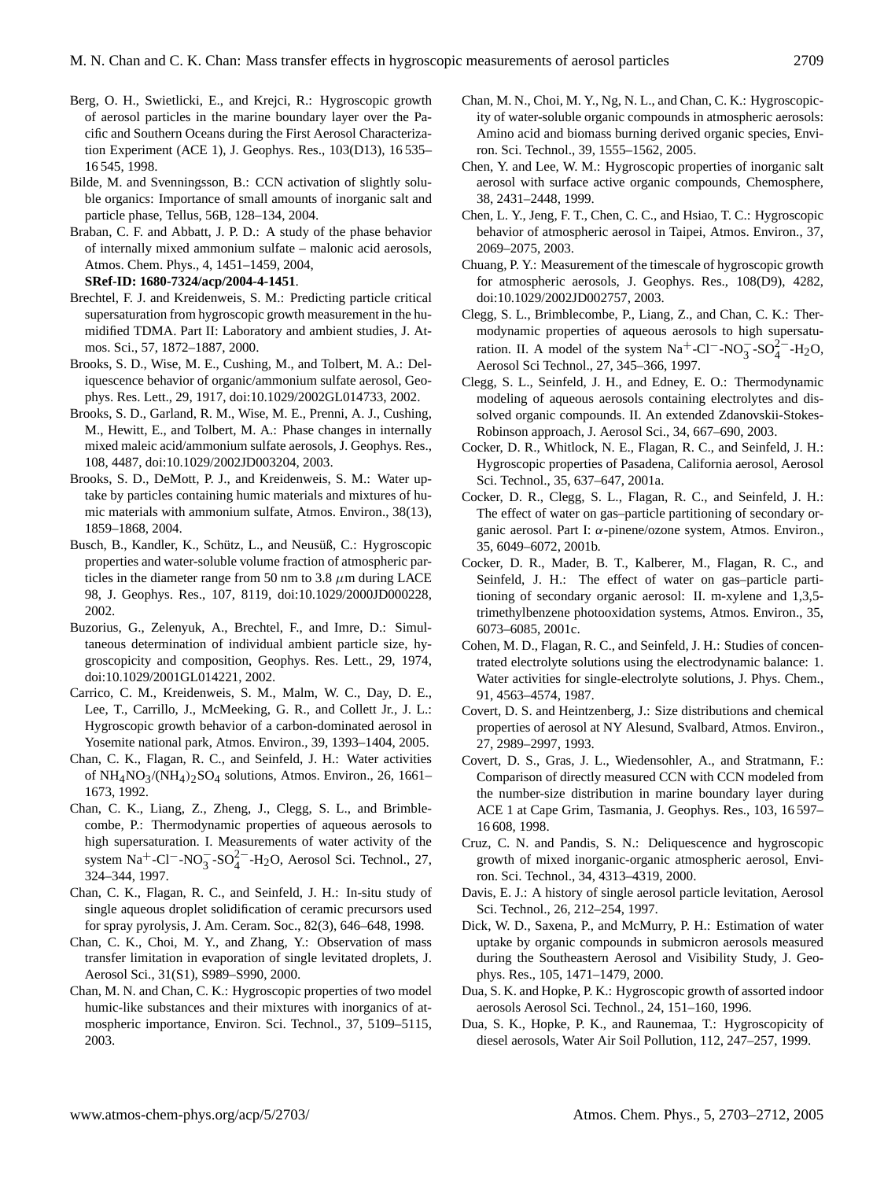Berg, O. H., Swietlicki, E., and Krejci, R.: Hygroscopic growth of aerosol particles in the marine boundary layer over the Pacific and Southern Oceans during the First Aerosol Characterization Experiment (ACE 1), J. Geophys. Res., 103(D13), 16 535–16 545, 1998.

Bilde, M. and Svenningsson, B.: CCN activation of slightly soluble organics: Importance of small amounts of inorganic salt and particle phase, Tellus, 56B, 128–134, 2004.

Braban, C. F. and Abbatt, J. P. D.: A study of the phase behavior of internally mixed ammonium sulfate – malonic acid aerosols, Atmos. Chem. Phys., 4, 1451–1459, 2004, **SRef-ID: 1680-7324/acp/2004-4-1451**.

Brechtel, F. J. and Kreidenweis, S. M.: Predicting particle critical supersaturation from hygroscopic growth measurement in the humidified TDMA. Part II: Laboratory and ambient studies, J. Atmos. Sci., 57, 1872–1887, 2000.

Brooks, S. D., Wise, M. E., Cushing, M., and Tolbert, M. A.: Deliquescence behavior of organic/ammonium sulfate aerosol, Geophys. Res. Lett., 29, 1917, doi:10.1029/2002GL014733, 2002.

Brooks, S. D., Garland, R. M., Wise, M. E., Prenni, A. J., Cushing, M., Hewitt, E., and Tolbert, M. A.: Phase changes in internally mixed maleic acid/ammonium sulfate aerosols, J. Geophys. Res., 108, 4487, doi:10.1029/2002JD003204, 2003.

Brooks, S. D., DeMott, P. J., and Kreidenweis, S. M.: Water uptake by particles containing humic materials and mixtures of humic materials with ammonium sulfate, Atmos. Environ., 38(13), 1859–1868, 2004.

Busch, B., Kandler, K., Schütz, L., and Neusüß, C.: Hygroscopic properties and water-soluble volume fraction of atmospheric particles in the diameter range from 50 nm to 3.8 $\mu$m during LACE 98, J. Geophys. Res., 107, 8119, doi:10.1029/2000JD000228, 2002.

Buzorius, G., Zelenyuk, A., Brechtel, F., and Imre, D.: Simultaneous determination of individual ambient particle size, hygroscopicity and composition, Geophys. Res. Lett., 29, 1974, doi:10.1029/2001GL014221, 2002.

Carrico, C. M., Kreidenweis, S. M., Malm, W. C., Day, D. E., Lee, T., Carrillo, J., McMeeking, G. R., and Collett Jr., J. L.: Hygroscopic growth behavior of a carbon-dominated aerosol in Yosemite national park, Atmos. Environ., 39, 1393–1404, 2005.

Chan, C. K., Flagan, R. C., and Seinfeld, J. H.: Water activities of $NH_4NO_3/(NH_4)_2SO_4$ solutions, Atmos. Environ., 26, 1661–1673, 1992.

Chan, C. K., Liang, Z., Zheng, J., Clegg, S. L., and Brimblecombe, P.: Thermodynamic properties of aqueous aerosols to high supersaturation. I. Measurements of water activity of the system $Na^+$-$Cl^-$-$NO_3^-$-$SO_4^{2-}$-$H_2O$, Aerosol Sci. Technol., 27, 324–344, 1997.

Chan, C. K., Flagan, R. C., and Seinfeld, J. H.: In-situ study of single aqueous droplet solidification of ceramic precursors used for spray pyrolysis, J. Am. Ceram. Soc., 82(3), 646–648, 1998.

Chan, C. K., Choi, M. Y., and Zhang, Y.: Observation of mass transfer limitation in evaporation of single levitated droplets, J. Aerosol Sci., 31(S1), S989–S990, 2000.

Chan, M. N. and Chan, C. K.: Hygroscopic properties of two model humic-like substances and their mixtures with inorganics of atmospheric importance, Environ. Sci. Technol., 37, 5109–5115, 2003.

Chan, M. N., Choi, M. Y., Ng, N. L., and Chan, C. K.: Hygroscopicity of water-soluble organic compounds in atmospheric aerosols: Amino acid and biomass burning derived organic species, Environ. Sci. Technol., 39, 1555–1562, 2005.

Chen, Y. and Lee, W. M.: Hygroscopic properties of inorganic salt aerosol with surface active organic compounds, Chemosphere, 38, 2431–2448, 1999.

Chen, L. Y., Jeng, F. T., Chen, C. C., and Hsiao, T. C.: Hygroscopic behavior of atmospheric aerosol in Taipei, Atmos. Environ., 37, 2069–2075, 2003.

Chuang, P. Y.: Measurement of the timescale of hygroscopic growth for atmospheric aerosols, J. Geophys. Res., 108(D9), 4282, doi:10.1029/2002JD002757, 2003.

Clegg, S. L., Brimblecombe, P., Liang, Z., and Chan, C. K.: Thermodynamic properties of aqueous aerosols to high supersaturation. II. A model of the system $Na^+$-$Cl^-$-$NO_3^-$-$SO_4^{2-}$-$H_2O$, Aerosol Sci Technol., 27, 345–366, 1997.

Clegg, S. L., Seinfeld, J. H., and Edney, E. O.: Thermodynamic modeling of aqueous aerosols containing electrolytes and dissolved organic compounds. II. An extended Zdanovskii-Stokes-Robinson approach, J. Aerosol Sci., 34, 667–690, 2003.

Cocker, D. R., Whitlock, N. E., Flagan, R. C., and Seinfeld, J. H.: Hygroscopic properties of Pasadena, California aerosol, Aerosol Sci. Technol., 35, 637–647, 2001a.

Cocker, D. R., Clegg, S. L., Flagan, R. C., and Seinfeld, J. H.: The effect of water on gas–particle partitioning of secondary organic aerosol. Part I: $\alpha$-pinene/ozone system, Atmos. Environ., 35, 6049–6072, 2001b.

Cocker, D. R., Mader, B. T., Kalberer, M., Flagan, R. C., and Seinfeld, J. H.: The effect of water on gas–particle partitioning of secondary organic aerosol: II. m-xylene and 1,3,5-trimethylbenzene photooxidation systems, Atmos. Environ., 35, 6073–6085, 2001c.

Cohen, M. D., Flagan, R. C., and Seinfeld, J. H.: Studies of concentrated electrolyte solutions using the electrodynamic balance: 1. Water activities for single-electrolyte solutions, J. Phys. Chem., 91, 4563–4574, 1987.

Covert, D. S. and Heintzenberg, J.: Size distributions and chemical properties of aerosol at NY Alesund, Svalbard, Atmos. Environ., 27, 2989–2997, 1993.

Covert, D. S., Gras, J. L., Wiedensohler, A., and Stratmann, F.: Comparison of directly measured CCN with CCN modeled from the number-size distribution in marine boundary layer during ACE 1 at Cape Grim, Tasmania, J. Geophys. Res., 103, 16 597–16 608, 1998.

Cruz, C. N. and Pandis, S. N.: Deliquescence and hygroscopic growth of mixed inorganic-organic atmospheric aerosol, Environ. Sci. Technol., 34, 4313–4319, 2000.

Davis, E. J.: A history of single aerosol particle levitation, Aerosol Sci. Technol., 26, 212–254, 1997.

Dick, W. D., Saxena, P., and McMurry, P. H.: Estimation of water uptake by organic compounds in submicron aerosols measured during the Southeastern Aerosol and Visibility Study, J. Geophys. Res., 105, 1471–1479, 2000.

Dua, S. K. and Hopke, P. K.: Hygroscopic growth of assorted indoor aerosols Aerosol Sci. Technol., 24, 151–160, 1996.

Dua, S. K., Hopke, P. K., and Raunemaa, T.: Hygroscopicity of diesel aerosols, Water Air Soil Pollution, 112, 247–257, 1999.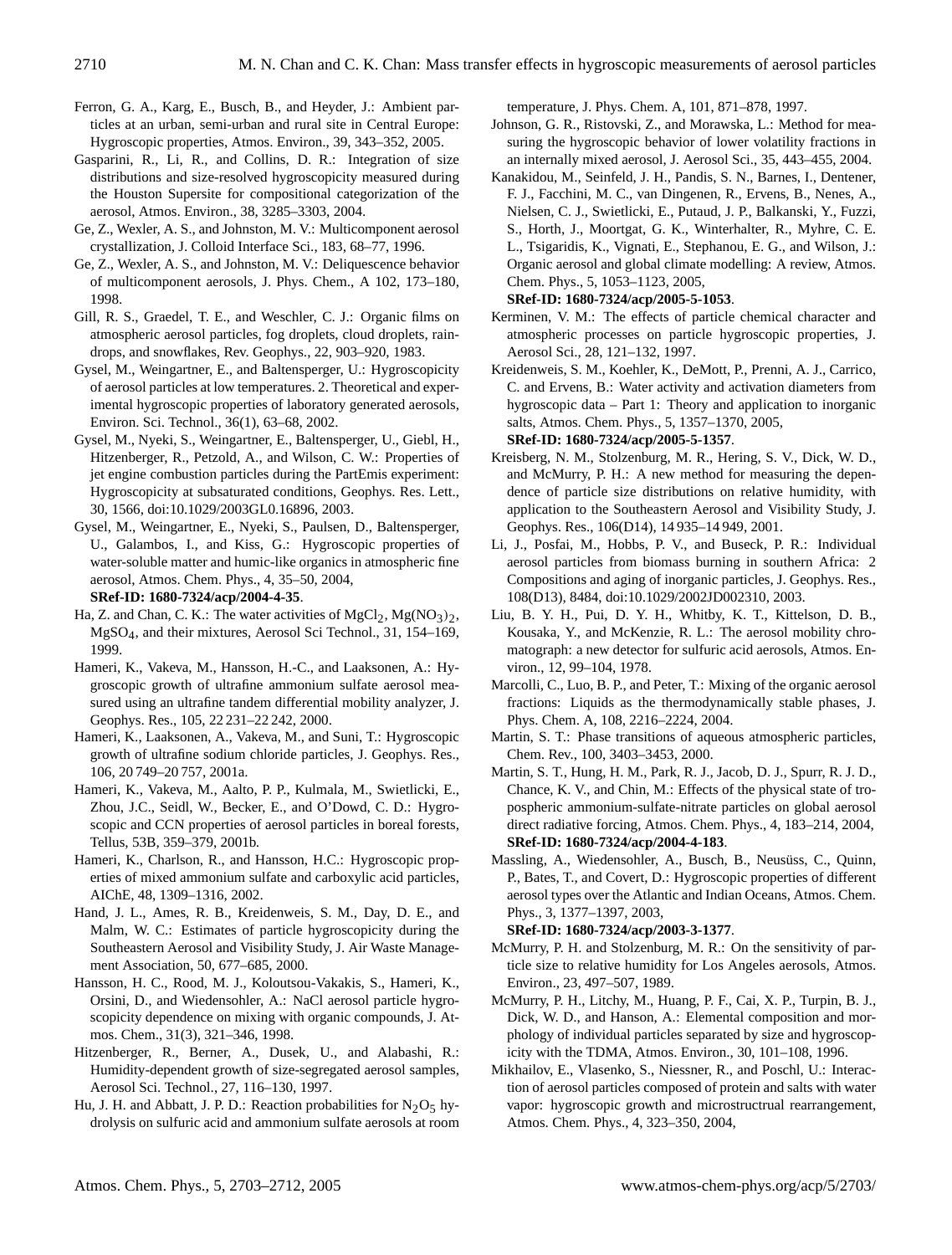Ferron, G. A., Karg, E., Busch, B., and Heyder, J.: Ambient particles at an urban, semi-urban and rural site in Central Europe: Hygroscopic properties, Atmos. Environ., 39, 343–352, 2005.

Gasparini, R., Li, R., and Collins, D. R.: Integration of size distributions and size-resolved hygroscopicity measured during the Houston Supersite for compositional categorization of the aerosol, Atmos. Environ., 38, 3285–3303, 2004.

Ge, Z., Wexler, A. S., and Johnston, M. V.: Multicomponent aerosol crystallization, J. Colloid Interface Sci., 183, 68–77, 1996.

Ge, Z., Wexler, A. S., and Johnston, M. V.: Deliquescence behavior of multicomponent aerosols, J. Phys. Chem., A 102, 173–180, 1998.

Gill, R. S., Graedel, T. E., and Weschler, C. J.: Organic films on atmospheric aerosol particles, fog droplets, cloud droplets, raindrops, and snowflakes, Rev. Geophys., 22, 903–920, 1983.

Gysel, M., Weingartner, E., and Baltensperger, U.: Hygroscopicity of aerosol particles at low temperatures. 2. Theoretical and experimental hygroscopic properties of laboratory generated aerosols, Environ. Sci. Technol., 36(1), 63–68, 2002.

Gysel, M., Nyeki, S., Weingartner, E., Baltensperger, U., Giebl, H., Hitzenberger, R., Petzold, A., and Wilson, C. W.: Properties of jet engine combustion particles during the PartEmis experiment: Hygroscopicity at subsaturated conditions, Geophys. Res. Lett., 30, 1566, doi:10.1029/2003GL0.16896, 2003.

Gysel, M., Weingartner, E., Nyeki, S., Paulsen, D., Baltensperger, U., Galambos, I., and Kiss, G.: Hygroscopic properties of water-soluble matter and humic-like organics in atmospheric fine aerosol, Atmos. Chem. Phys., 4, 35–50, 2004, **SRef-ID: 1680-7324/acp/2004-4-35**.

Ha, Z. and Chan, C. K.: The water activities of $MgCl_2$, $Mg(NO_3)_2$, $MgSO_4$, and their mixtures, Aerosol Sci Technol., 31, 154–169, 1999.

Hameri, K., Vakeva, M., Hansson, H.-C., and Laaksonen, A.: Hygroscopic growth of ultrafine ammonium sulfate aerosol measured using an ultrafine tandem differential mobility analyzer, J. Geophys. Res., 105, 22 231–22 242, 2000.

Hameri, K., Laaksonen, A., Vakeva, M., and Suni, T.: Hygroscopic growth of ultrafine sodium chloride particles, J. Geophys. Res., 106, 20 749–20 757, 2001a.

Hameri, K., Vakeva, M., Aalto, P. P., Kulmala, M., Swietlicki, E., Zhou, J.C., Seidl, W., Becker, E., and O'Dowd, C. D.: Hygroscopic and CCN properties of aerosol particles in boreal forests, Tellus, 53B, 359–379, 2001b.

Hameri, K., Charlson, R., and Hansson, H.C.: Hygroscopic properties of mixed ammonium sulfate and carboxylic acid particles, AIChE, 48, 1309–1316, 2002.

Hand, J. L., Ames, R. B., Kreidenweis, S. M., Day, D. E., and Malm, W. C.: Estimates of particle hygroscopicity during the Southeastern Aerosol and Visibility Study, J. Air Waste Management Association, 50, 677–685, 2000.

Hansson, H. C., Rood, M. J., Koloutsou-Vakakis, S., Hameri, K., Orsini, D., and Wiedensohler, A.: NaCl aerosol particle hygroscopicity dependence on mixing with organic compounds, J. Atmos. Chem., 31(3), 321–346, 1998.

Hitzenberger, R., Berner, A., Dusek, U., and Alabashi, R.: Humidity-dependent growth of size-segregated aerosol samples, Aerosol Sci. Technol., 27, 116–130, 1997.

Hu, J. H. and Abbatt, J. P. D.: Reaction probabilities for $N_2O_5$ hydrolysis on sulfuric acid and ammonium sulfate aerosols at room temperature, J. Phys. Chem. A, 101, 871–878, 1997.

Johnson, G. R., Ristovski, Z., and Morawska, L.: Method for measuring the hygroscopic behavior of lower volatility fractions in an internally mixed aerosol, J. Aerosol Sci., 35, 443–455, 2004.

Kanakidou, M., Seinfeld, J. H., Pandis, S. N., Barnes, I., Dentener, F. J., Facchini, M. C., van Dingenen, R., Ervens, B., Nenes, A., Nielsen, C. J., Swietlicki, E., Putaud, J. P., Balkanski, Y., Fuzzi, S., Horth, J., Moortgat, G. K., Winterhalter, R., Myhre, C. E. L., Tsigaridis, K., Vignati, E., Stephanou, E. G., and Wilson, J.: Organic aerosol and global climate modelling: A review, Atmos. Chem. Phys., 5, 1053–1123, 2005, **SRef-ID: 1680-7324/acp/2005-5-1053**.

Kerminen, V. M.: The effects of particle chemical character and atmospheric processes on particle hygroscopic properties, J. Aerosol Sci., 28, 121–132, 1997.

Kreidenweis, S. M., Koehler, K., DeMott, P., Prenni, A. J., Carrico, C. and Ervens, B.: Water activity and activation diameters from hygroscopic data – Part 1: Theory and application to inorganic salts, Atmos. Chem. Phys., 5, 1357–1370, 2005, **SRef-ID: 1680-7324/acp/2005-5-1357**.

Kreisberg, N. M., Stolzenburg, M. R., Hering, S. V., Dick, W. D., and McMurry, P. H.: A new method for measuring the dependence of particle size distributions on relative humidity, with application to the Southeastern Aerosol and Visibility Study, J. Geophys. Res., 106(D14), 14 935–14 949, 2001.

Li, J., Posfai, M., Hobbs, P. V., and Buseck, P. R.: Individual aerosol particles from biomass burning in southern Africa: 2 Compositions and aging of inorganic particles, J. Geophys. Res., 108(D13), 8484, doi:10.1029/2002JD002310, 2003.

Liu, B. Y. H., Pui, D. Y. H., Whitby, K. T., Kittelson, D. B., Kousaka, Y., and McKenzie, R. L.: The aerosol mobility chromatograph: a new detector for sulfuric acid aerosols, Atmos. Environ., 12, 99–104, 1978.

Marcolli, C., Luo, B. P., and Peter, T.: Mixing of the organic aerosol fractions: Liquids as the thermodynamically stable phases, J. Phys. Chem. A, 108, 2216–2224, 2004.

Martin, S. T.: Phase transitions of aqueous atmospheric particles, Chem. Rev., 100, 3403–3453, 2000.

Martin, S. T., Hung, H. M., Park, R. J., Jacob, D. J., Spurr, R. J. D., Chance, K. V., and Chin, M.: Effects of the physical state of tropospheric ammonium-sulfate-nitrate particles on global aerosol direct radiative forcing, Atmos. Chem. Phys., 4, 183–214, 2004, **SRef-ID: 1680-7324/acp/2004-4-183**.

Massling, A., Wiedensohler, A., Busch, B., Neusüss, C., Quinn, P., Bates, T., and Covert, D.: Hygroscopic properties of different aerosol types over the Atlantic and Indian Oceans, Atmos. Chem. Phys., 3, 1377–1397, 2003, **SRef-ID: 1680-7324/acp/2003-3-1377**.

McMurry, P. H. and Stolzenburg, M. R.: On the sensitivity of particle size to relative humidity for Los Angeles aerosols, Atmos. Environ., 23, 497–507, 1989.

McMurry, P. H., Litchy, M., Huang, P. F., Cai, X. P., Turpin, B. J., Dick, W. D., and Hanson, A.: Elemental composition and morphology of individual particles separated by size and hygroscopicity with the TDMA, Atmos. Environ., 30, 101–108, 1996.

Mikhailov, E., Vlasenko, S., Niessner, R., and Poschl, U.: Interaction of aerosol particles composed of protein and salts with water vapor: hygroscopic growth and microstructrual rearrangement, Atmos. Chem. Phys., 4, 323–350, 2004,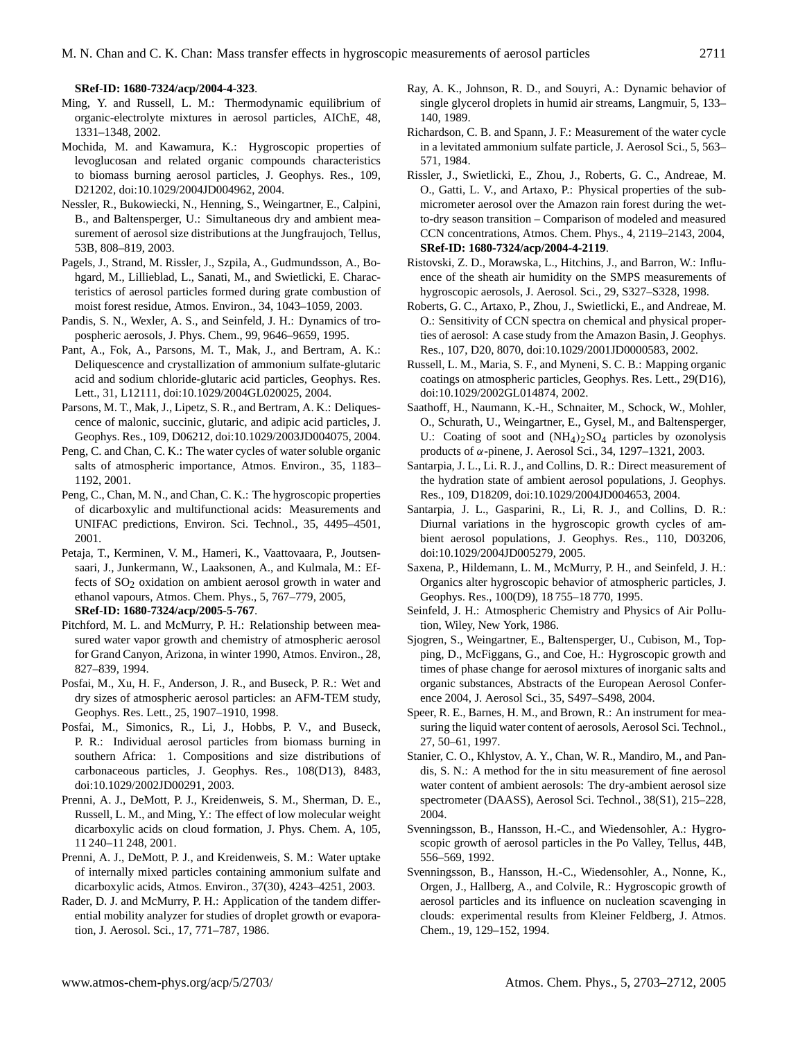**SRef-ID: 1680-7324/acp/2004-4-323**.

Ming, Y. and Russell, L. M.: Thermodynamic equilibrium of organic-electrolyte mixtures in aerosol particles, AIChE, 48, 1331–1348, 2002.

Mochida, M. and Kawamura, K.: Hygroscopic properties of levoglucosan and related organic compounds characteristics to biomass burning aerosol particles, J. Geophys. Res., 109, D21202, doi:10.1029/2004JD004962, 2004.

Nessler, R., Bukowiecki, N., Henning, S., Weingartner, E., Calpini, B., and Baltensperger, U.: Simultaneous dry and ambient measurement of aerosol size distributions at the Jungfraujoch, Tellus, 53B, 808–819, 2003.

Pagels, J., Strand, M. Rissler, J., Szpila, A., Gudmundsson, A., Bohgard, M., Lillieblad, L., Sanati, M., and Swietlicki, E. Characteristics of aerosol particles formed during grate combustion of moist forest residue, Atmos. Environ., 34, 1043–1059, 2003.

Pandis, S. N., Wexler, A. S., and Seinfeld, J. H.: Dynamics of tropospheric aerosols, J. Phys. Chem., 99, 9646–9659, 1995.

Pant, A., Fok, A., Parsons, M. T., Mak, J., and Bertram, A. K.: Deliquescence and crystallization of ammonium sulfate-glutaric acid and sodium chloride-glutaric acid particles, Geophys. Res. Lett., 31, L12111, doi:10.1029/2004GL020025, 2004.

Parsons, M. T., Mak, J., Lipetz, S. R., and Bertram, A. K.: Deliquescence of malonic, succinic, glutaric, and adipic acid particles, J. Geophys. Res., 109, D06212, doi:10.1029/2003JD004075, 2004.

Peng, C. and Chan, C. K.: The water cycles of water soluble organic salts of atmospheric importance, Atmos. Environ., 35, 1183–1192, 2001.

Peng, C., Chan, M. N., and Chan, C. K.: The hygroscopic properties of dicarboxylic and multifunctional acids: Measurements and UNIFAC predictions, Environ. Sci. Technol., 35, 4495–4501, 2001.

Petaja, T., Kerminen, V. M., Hameri, K., Vaattovaara, P., Joutsensaari, J., Junkermann, W., Laaksonen, A., and Kulmala, M.: Effects of $SO_2$ oxidation on ambient aerosol growth in water and ethanol vapours, Atmos. Chem. Phys., 5, 767–779, 2005, **SRef-ID: 1680-7324/acp/2005-5-767**.

Pitchford, M. L. and McMurry, P. H.: Relationship between measured water vapor growth and chemistry of atmospheric aerosol for Grand Canyon, Arizona, in winter 1990, Atmos. Environ., 28, 827–839, 1994.

Posfai, M., Xu, H. F., Anderson, J. R., and Buseck, P. R.: Wet and dry sizes of atmospheric aerosol particles: an AFM-TEM study, Geophys. Res. Lett., 25, 1907–1910, 1998.

Posfai, M., Simonics, R., Li, J., Hobbs, P. V., and Buseck, P. R.: Individual aerosol particles from biomass burning in southern Africa: 1. Compositions and size distributions of carbonaceous particles, J. Geophys. Res., 108(D13), 8483, doi:10.1029/2002JD00291, 2003.

Prenni, A. J., DeMott, P. J., Kreidenweis, S. M., Sherman, D. E., Russell, L. M., and Ming, Y.: The effect of low molecular weight dicarboxylic acids on cloud formation, J. Phys. Chem. A, 105, 11 240–11 248, 2001.

Prenni, A. J., DeMott, P. J., and Kreidenweis, S. M.: Water uptake of internally mixed particles containing ammonium sulfate and dicarboxylic acids, Atmos. Environ., 37(30), 4243–4251, 2003.

Rader, D. J. and McMurry, P. H.: Application of the tandem differential mobility analyzer for studies of droplet growth or evaporation, J. Aerosol. Sci., 17, 771–787, 1986.

Ray, A. K., Johnson, R. D., and Souyri, A.: Dynamic behavior of single glycerol droplets in humid air streams, Langmuir, 5, 133–140, 1989.

Richardson, C. B. and Spann, J. F.: Measurement of the water cycle in a levitated ammonium sulfate particle, J. Aerosol Sci., 5, 563–571, 1984.

Rissler, J., Swietlicki, E., Zhou, J., Roberts, G. C., Andreae, M. O., Gatti, L. V., and Artaxo, P.: Physical properties of the submicrometer aerosol over the Amazon rain forest during the wet-to-dry season transition – Comparison of modeled and measured CCN concentrations, Atmos. Chem. Phys., 4, 2119–2143, 2004, **SRef-ID: 1680-7324/acp/2004-4-2119**.

Ristovski, Z. D., Morawska, L., Hitchins, J., and Barron, W.: Influence of the sheath air humidity on the SMPS measurements of hygroscopic aerosols, J. Aerosol. Sci., 29, S327–S328, 1998.

Roberts, G. C., Artaxo, P., Zhou, J., Swietlicki, E., and Andreae, M. O.: Sensitivity of CCN spectra on chemical and physical properties of aerosol: A case study from the Amazon Basin, J. Geophys. Res., 107, D20, 8070, doi:10.1029/2001JD0000583, 2002.

Russell, L. M., Maria, S. F., and Myneni, S. C. B.: Mapping organic coatings on atmospheric particles, Geophys. Res. Lett., 29(D16), doi:10.1029/2002GL014874, 2002.

Saathoff, H., Naumann, K.-H., Schnaiter, M., Schock, W., Mohler, O., Schurath, U., Weingartner, E., Gysel, M., and Baltensperger, U.: Coating of soot and $(NH_4)_2SO_4$ particles by ozonolysis products of $\alpha$-pinene, J. Aerosol Sci., 34, 1297–1321, 2003.

Santarpia, J. L., Li. R. J., and Collins, D. R.: Direct measurement of the hydration state of ambient aerosol populations, J. Geophys. Res., 109, D18209, doi:10.1029/2004JD004653, 2004.

Santarpia, J. L., Gasparini, R., Li, R. J., and Collins, D. R.: Diurnal variations in the hygroscopic growth cycles of ambient aerosol populations, J. Geophys. Res., 110, D03206, doi:10.1029/2004JD005279, 2005.

Saxena, P., Hildemann, L. M., McMurry, P. H., and Seinfeld, J. H.: Organics alter hygroscopic behavior of atmospheric particles, J. Geophys. Res., 100(D9), 18 755–18 770, 1995.

Seinfeld, J. H.: Atmospheric Chemistry and Physics of Air Pollution, Wiley, New York, 1986.

Sjogren, S., Weingartner, E., Baltensperger, U., Cubison, M., Topping, D., McFiggans, G., and Coe, H.: Hygroscopic growth and times of phase change for aerosol mixtures of inorganic salts and organic substances, Abstracts of the European Aerosol Conference 2004, J. Aerosol Sci., 35, S497–S498, 2004.

Speer, R. E., Barnes, H. M., and Brown, R.: An instrument for measuring the liquid water content of aerosols, Aerosol Sci. Technol., 27, 50–61, 1997.

Stanier, C. O., Khlystov, A. Y., Chan, W. R., Mandiro, M., and Pandis, S. N.: A method for the in situ measurement of fine aerosol water content of ambient aerosols: The dry-ambient aerosol size spectrometer (DAASS), Aerosol Sci. Technol., 38(S1), 215–228, 2004.

Svenningsson, B., Hansson, H.-C., and Wiedensohler, A.: Hygroscopic growth of aerosol particles in the Po Valley, Tellus, 44B, 556–569, 1992.

Svenningsson, B., Hansson, H.-C., Wiedensohler, A., Nonne, K., Orgen, J., Hallberg, A., and Colvile, R.: Hygroscopic growth of aerosol particles and its influence on nucleation scavenging in clouds: experimental results from Kleiner Feldberg, J. Atmos. Chem., 19, 129–152, 1994.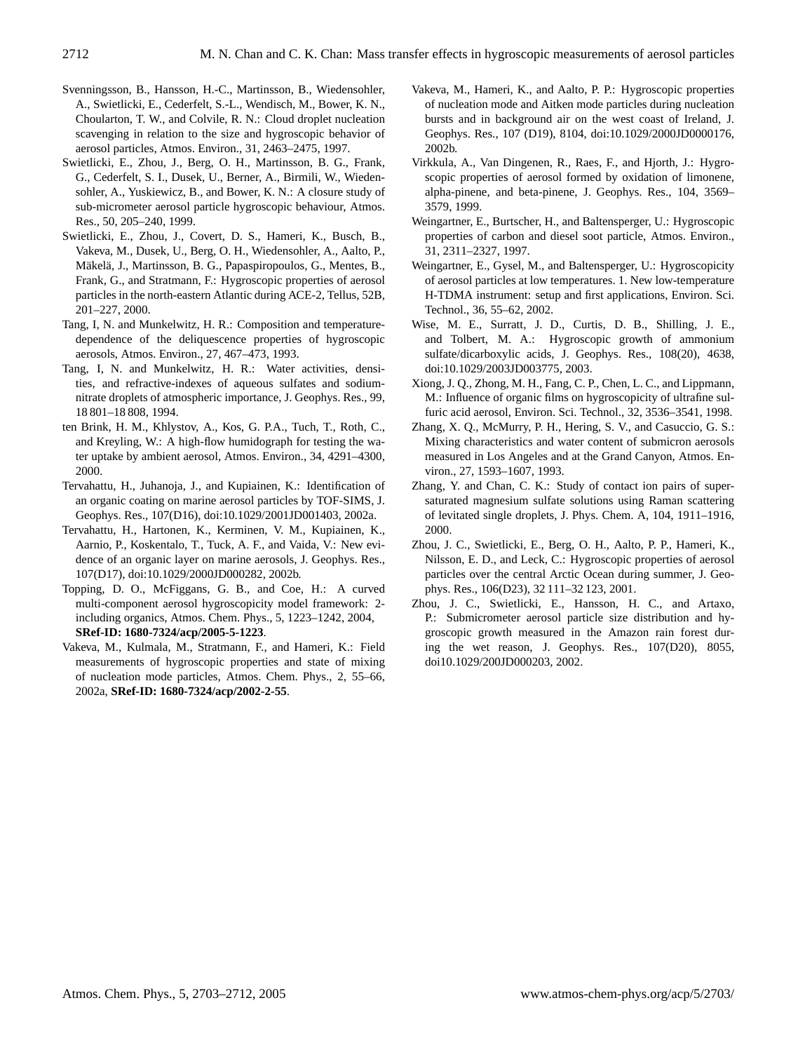Svenningsson, B., Hansson, H.-C., Martinsson, B., Wiedensohler, A., Swietlicki, E., Cederfelt, S.-L., Wendisch, M., Bower, K. N., Choularton, T. W., and Colvile, R. N.: Cloud droplet nucleation scavenging in relation to the size and hygroscopic behavior of aerosol particles, Atmos. Environ., 31, 2463–2475, 1997.

Swietlicki, E., Zhou, J., Berg, O. H., Martinsson, B. G., Frank, G., Cederfelt, S. I., Dusek, U., Berner, A., Birmili, W., Wiedensohler, A., Yuskiewicz, B., and Bower, K. N.: A closure study of sub-micrometer aerosol particle hygroscopic behaviour, Atmos. Res., 50, 205–240, 1999.

Swietlicki, E., Zhou, J., Covert, D. S., Hameri, K., Busch, B., Vakeva, M., Dusek, U., Berg, O. H., Wiedensohler, A., Aalto, P., Mäkelä, J., Martinsson, B. G., Papaspiropoulos, G., Mentes, B., Frank, G., and Stratmann, F.: Hygroscopic properties of aerosol particles in the north-eastern Atlantic during ACE-2, Tellus, 52B, 201–227, 2000.

Tang, I, N. and Munkelwitz, H. R.: Composition and temperature-dependence of the deliquescence properties of hygroscopic aerosols, Atmos. Environ., 27, 467–473, 1993.

Tang, I, N. and Munkelwitz, H. R.: Water activities, densities, and refractive-indexes of aqueous sulfates and sodium-nitrate droplets of atmospheric importance, J. Geophys. Res., 99, 18 801–18 808, 1994.

ten Brink, H. M., Khlystov, A., Kos, G. P.A., Tuch, T., Roth, C., and Kreyling, W.: A high-flow humidograph for testing the water uptake by ambient aerosol, Atmos. Environ., 34, 4291–4300, 2000.

Tervahattu, H., Juhanoja, J., and Kupiainen, K.: Identification of an organic coating on marine aerosol particles by TOF-SIMS, J. Geophys. Res., 107(D16), doi:10.1029/2001JD001403, 2002a.

Tervahattu, H., Hartonen, K., Kerminen, V. M., Kupiainen, K., Aarnio, P., Koskentalo, T., Tuck, A. F., and Vaida, V.: New evidence of an organic layer on marine aerosols, J. Geophys. Res., 107(D17), doi:10.1029/2000JD000282, 2002b.

Topping, D. O., McFiggans, G. B., and Coe, H.: A curved multi-component aerosol hygroscopicity model framework: 2-including organics, Atmos. Chem. Phys., 5, 1223–1242, 2004, **SRef-ID: 1680-7324/acp/2005-5-1223**.

Vakeva, M., Kulmala, M., Stratmann, F., and Hameri, K.: Field measurements of hygroscopic properties and state of mixing of nucleation mode particles, Atmos. Chem. Phys., 2, 55–66, 2002a, **SRef-ID: 1680-7324/acp/2002-2-55**.

Vakeva, M., Hameri, K., and Aalto, P. P.: Hygroscopic properties of nucleation mode and Aitken mode particles during nucleation bursts and in background air on the west coast of Ireland, J. Geophys. Res., 107 (D19), 8104, doi:10.1029/2000JD0000176, 2002b.

Virkkula, A., Van Dingenen, R., Raes, F., and Hjorth, J.: Hygroscopic properties of aerosol formed by oxidation of limonene, alpha-pinene, and beta-pinene, J. Geophys. Res., 104, 3569–3579, 1999.

Weingartner, E., Burtscher, H., and Baltensperger, U.: Hygroscopic properties of carbon and diesel soot particle, Atmos. Environ., 31, 2311–2327, 1997.

Weingartner, E., Gysel, M., and Baltensperger, U.: Hygroscopicity of aerosol particles at low temperatures. 1. New low-temperature H-TDMA instrument: setup and first applications, Environ. Sci. Technol., 36, 55–62, 2002.

Wise, M. E., Surratt, J. D., Curtis, D. B., Shilling, J. E., and Tolbert, M. A.: Hygroscopic growth of ammonium sulfate/dicarboxylic acids, J. Geophys. Res., 108(20), 4638, doi:10.1029/2003JD003775, 2003.

Xiong, J. Q., Zhong, M. H., Fang, C. P., Chen, L. C., and Lippmann, M.: Influence of organic films on hygroscopicity of ultrafine sulfuric acid aerosol, Environ. Sci. Technol., 32, 3536–3541, 1998.

Zhang, X. Q., McMurry, P. H., Hering, S. V., and Casuccio, G. S.: Mixing characteristics and water content of submicron aerosols measured in Los Angeles and at the Grand Canyon, Atmos. Environ., 27, 1593–1607, 1993.

Zhang, Y. and Chan, C. K.: Study of contact ion pairs of supersaturated magnesium sulfate solutions using Raman scattering of levitated single droplets, J. Phys. Chem. A, 104, 1911–1916, 2000.

Zhou, J. C., Swietlicki, E., Berg, O. H., Aalto, P. P., Hameri, K., Nilsson, E. D., and Leck, C.: Hygroscopic properties of aerosol particles over the central Arctic Ocean during summer, J. Geophys. Res., 106(D23), 32 111–32 123, 2001.

Zhou, J. C., Swietlicki, E., Hansson, H. C., and Artaxo, P.: Submicrometer aerosol particle size distribution and hygroscopic growth measured in the Amazon rain forest during the wet reason, J. Geophys. Res., 107(D20), 8055, doi10.1029/200JD000203, 2002.